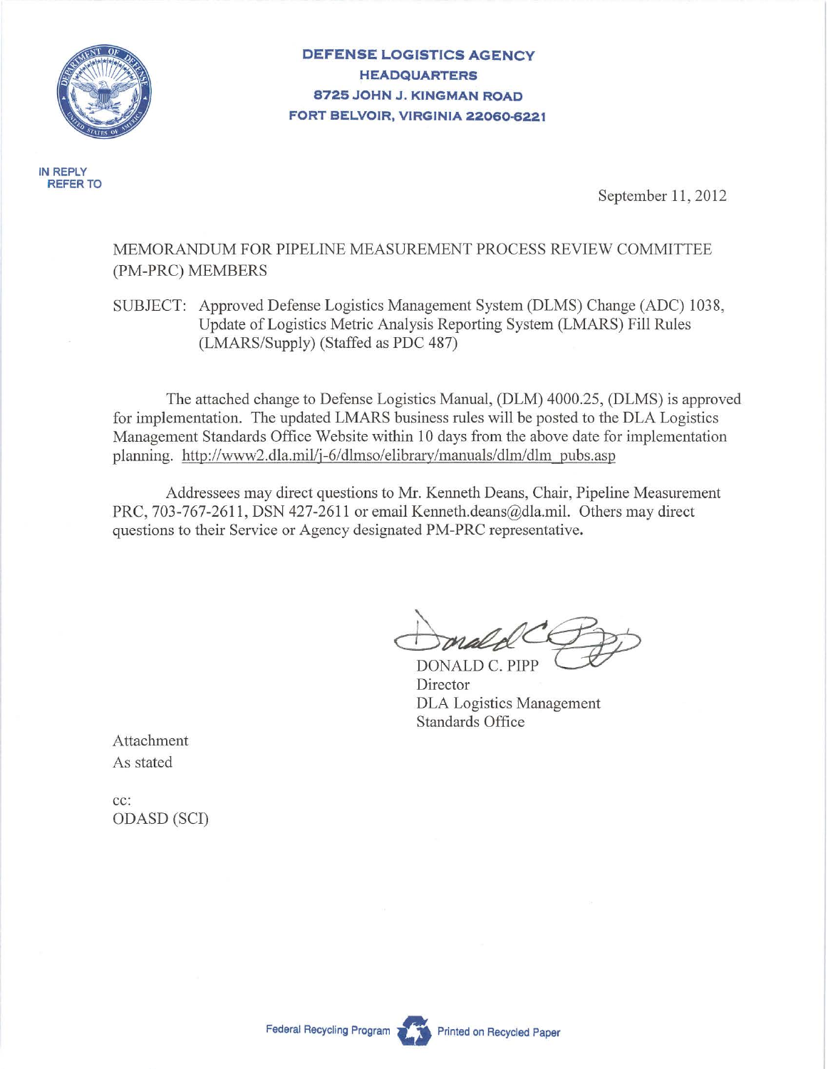**DEFENSE LOGISTICS AGENCY**
**HEADQUARTERS**
**8725 JOHN J. KINGMAN ROAD**
**FORT BELVOIR, VIRGINIA 22060-6221**

IN REPLY REFER TO

September 11, 2012

MEMORANDUM FOR PIPELINE MEASUREMENT PROCESS REVIEW COMMITTEE (PM-PRC) MEMBERS

SUBJECT: Approved Defense Logistics Management System (DLMS) Change (ADC) 1038, Update of Logistics Metric Analysis Reporting System (LMARS) Fill Rules (LMARS/Supply) (Staffed as PDC 487)

The attached change to Defense Logistics Manual, (DLM) 4000.25, (DLMS) is approved for implementation. The updated LMARS business rules will be posted to the DLA Logistics Management Standards Office Website within 10 days from the above date for implementation planning. http://www2.dla.mil/j-6/dlmso/elibrary/manuals/dlm/dlm_pubs.asp

Addressees may direct questions to Mr. Kenneth Deans, Chair, Pipeline Measurement PRC, 703-767-2611, DSN 427-2611 or email Kenneth.deans@dla.mil. Others may direct questions to their Service or Agency designated PM-PRC representative.

DONALD C. PIPP
Director
DLA Logistics Management
Standards Office

Attachment
As stated

cc:
ODASD (SCI)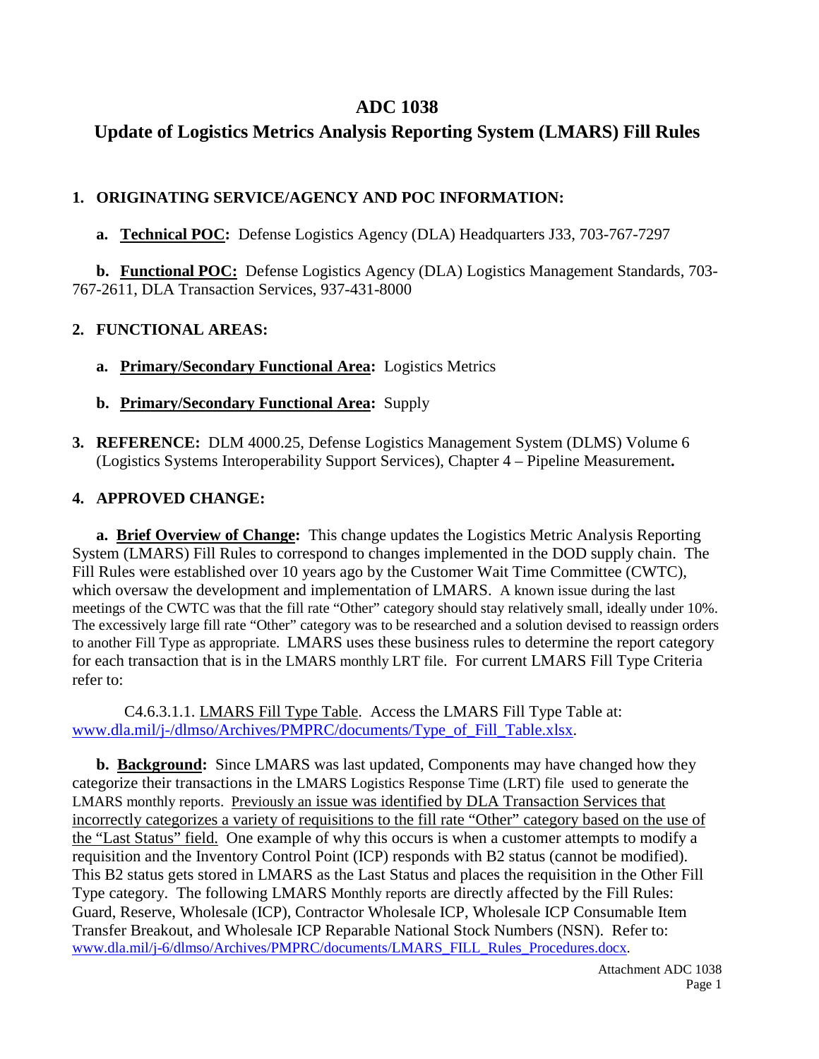# ADC 1038

## Update of Logistics Metrics Analysis Reporting System (LMARS) Fill Rules

**1. ORIGINATING SERVICE/AGENCY AND POC INFORMATION:**

**a. Technical POC:** Defense Logistics Agency (DLA) Headquarters J33, 703-767-7297

**b. Functional POC:** Defense Logistics Agency (DLA) Logistics Management Standards, 703-767-2611, DLA Transaction Services, 937-431-8000

**2. FUNCTIONAL AREAS:**

**a. Primary/Secondary Functional Area:** Logistics Metrics

**b. Primary/Secondary Functional Area:** Supply

**3. REFERENCE:** DLM 4000.25, Defense Logistics Management System (DLMS) Volume 6 (Logistics Systems Interoperability Support Services), Chapter 4 – Pipeline Measurement**.**

**4. APPROVED CHANGE:**

**a. Brief Overview of Change:** This change updates the Logistics Metric Analysis Reporting System (LMARS) Fill Rules to correspond to changes implemented in the DOD supply chain. The Fill Rules were established over 10 years ago by the Customer Wait Time Committee (CWTC), which oversaw the development and implementation of LMARS. A known issue during the last meetings of the CWTC was that the fill rate "Other" category should stay relatively small, ideally under 10%. The excessively large fill rate "Other" category was to be researched and a solution devised to reassign orders to another Fill Type as appropriate. LMARS uses these business rules to determine the report category for each transaction that is in the LMARS monthly LRT file. For current LMARS Fill Type Criteria refer to:

C4.6.3.1.1. LMARS Fill Type Table. Access the LMARS Fill Type Table at: www.dla.mil/j-/dlmso/Archives/PMPRC/documents/Type_of_Fill_Table.xlsx.

**b. Background:** Since LMARS was last updated, Components may have changed how they categorize their transactions in the LMARS Logistics Response Time (LRT) file used to generate the LMARS monthly reports. Previously an issue was identified by DLA Transaction Services that incorrectly categorizes a variety of requisitions to the fill rate "Other" category based on the use of the "Last Status" field. One example of why this occurs is when a customer attempts to modify a requisition and the Inventory Control Point (ICP) responds with B2 status (cannot be modified). This B2 status gets stored in LMARS as the Last Status and places the requisition in the Other Fill Type category. The following LMARS Monthly reports are directly affected by the Fill Rules: Guard, Reserve, Wholesale (ICP), Contractor Wholesale ICP, Wholesale ICP Consumable Item Transfer Breakout, and Wholesale ICP Reparable National Stock Numbers (NSN). Refer to: www.dla.mil/j-6/dlmso/Archives/PMPRC/documents/LMARS_FILL_Rules_Procedures.docx.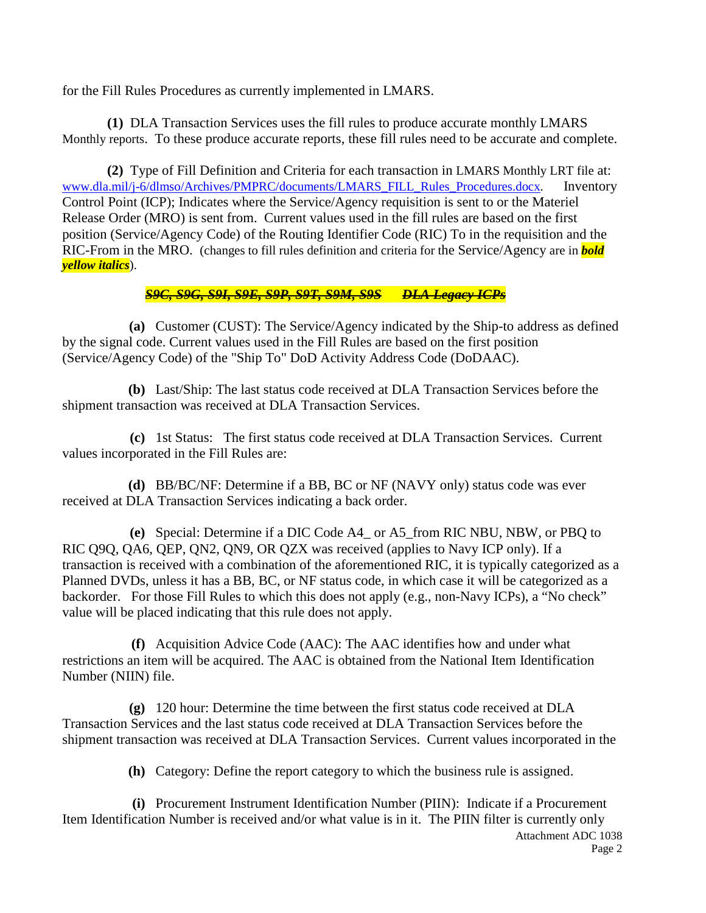for the Fill Rules Procedures as currently implemented in LMARS.

**(1)** DLA Transaction Services uses the fill rules to produce accurate monthly LMARS Monthly reports. To these produce accurate reports, these fill rules need to be accurate and complete.

**(2)** Type of Fill Definition and Criteria for each transaction in LMARS Monthly LRT file at: www.dla.mil/j-6/dlmso/Archives/PMPRC/documents/LMARS_FILL_Rules_Procedures.docx. Inventory Control Point (ICP); Indicates where the Service/Agency requisition is sent to or the Materiel Release Order (MRO) is sent from. Current values used in the fill rules are based on the first position (Service/Agency Code) of the Routing Identifier Code (RIC) To in the requisition and the RIC-From in the MRO. (changes to fill rules definition and criteria for the Service/Agency are in ***bold yellow italics***).

***~~S9C, S9G, S9I, S9E, S9P, S9T, S9M, S9S DLA Legacy ICPs~~***

**(a)** Customer (CUST): The Service/Agency indicated by the Ship-to address as defined by the signal code. Current values used in the Fill Rules are based on the first position (Service/Agency Code) of the "Ship To" DoD Activity Address Code (DoDAAC).

**(b)** Last/Ship: The last status code received at DLA Transaction Services before the shipment transaction was received at DLA Transaction Services.

**(c)** 1st Status: The first status code received at DLA Transaction Services. Current values incorporated in the Fill Rules are:

**(d)** BB/BC/NF: Determine if a BB, BC or NF (NAVY only) status code was ever received at DLA Transaction Services indicating a back order.

**(e)** Special: Determine if a DIC Code A4_ or A5_from RIC NBU, NBW, or PBQ to RIC Q9Q, QA6, QEP, QN2, QN9, OR QZX was received (applies to Navy ICP only). If a transaction is received with a combination of the aforementioned RIC, it is typically categorized as a Planned DVDs, unless it has a BB, BC, or NF status code, in which case it will be categorized as a backorder. For those Fill Rules to which this does not apply (e.g., non-Navy ICPs), a "No check" value will be placed indicating that this rule does not apply.

**(f)** Acquisition Advice Code (AAC): The AAC identifies how and under what restrictions an item will be acquired. The AAC is obtained from the National Item Identification Number (NIIN) file.

**(g)** 120 hour: Determine the time between the first status code received at DLA Transaction Services and the last status code received at DLA Transaction Services before the shipment transaction was received at DLA Transaction Services. Current values incorporated in the

**(h)** Category: Define the report category to which the business rule is assigned.

**(i)** Procurement Instrument Identification Number (PIIN): Indicate if a Procurement Item Identification Number is received and/or what value is in it. The PIIN filter is currently only

Attachment ADC 1038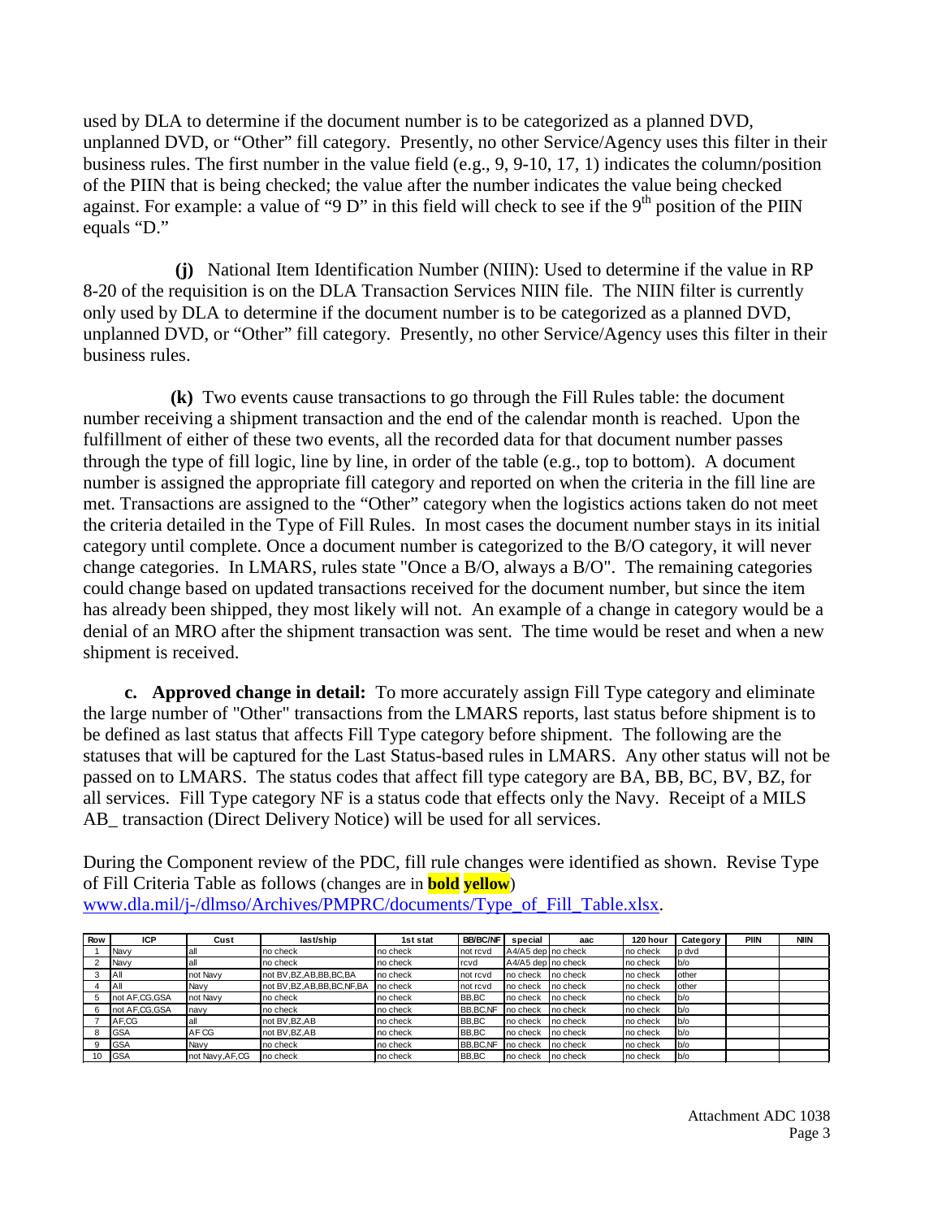used by DLA to determine if the document number is to be categorized as a planned DVD, unplanned DVD, or "Other" fill category. Presently, no other Service/Agency uses this filter in their business rules. The first number in the value field (e.g., 9, 9-10, 17, 1) indicates the column/position of the PIIN that is being checked; the value after the number indicates the value being checked against. For example: a value of "9 D" in this field will check to see if the 9th position of the PIIN equals "D."

**(j)** National Item Identification Number (NIIN): Used to determine if the value in RP 8-20 of the requisition is on the DLA Transaction Services NIIN file. The NIIN filter is currently only used by DLA to determine if the document number is to be categorized as a planned DVD, unplanned DVD, or "Other" fill category. Presently, no other Service/Agency uses this filter in their business rules.

**(k)** Two events cause transactions to go through the Fill Rules table: the document number receiving a shipment transaction and the end of the calendar month is reached. Upon the fulfillment of either of these two events, all the recorded data for that document number passes through the type of fill logic, line by line, in order of the table (e.g., top to bottom). A document number is assigned the appropriate fill category and reported on when the criteria in the fill line are met. Transactions are assigned to the "Other" category when the logistics actions taken do not meet the criteria detailed in the Type of Fill Rules. In most cases the document number stays in its initial category until complete. Once a document number is categorized to the B/O category, it will never change categories. In LMARS, rules state "Once a B/O, always a B/O". The remaining categories could change based on updated transactions received for the document number, but since the item has already been shipped, they most likely will not. An example of a change in category would be a denial of an MRO after the shipment transaction was sent. The time would be reset and when a new shipment is received.

**c. Approved change in detail:** To more accurately assign Fill Type category and eliminate the large number of "Other" transactions from the LMARS reports, last status before shipment is to be defined as last status that affects Fill Type category before shipment. The following are the statuses that will be captured for the Last Status-based rules in LMARS. Any other status will not be passed on to LMARS. The status codes that affect fill type category are BA, BB, BC, BV, BZ, for all services. Fill Type category NF is a status code that effects only the Navy. Receipt of a MILS AB_ transaction (Direct Delivery Notice) will be used for all services.

During the Component review of the PDC, fill rule changes were identified as shown. Revise Type of Fill Criteria Table as follows (changes are in **bold yellow**) www.dla.mil/j-/dlmso/Archives/PMPRC/documents/Type_of_Fill_Table.xlsx.

| Row | ICP | Cust | last/ship | 1st stat | BB/BC/NF | special | aac | 120 hour | Category | PIIN | NIIN |
|---|---|---|---|---|---|---|---|---|---|---|---|
| 1 | Navy | all | no check | no check | not rcvd | A4/A5 dep | no check | no check | p dvd | | |
| 2 | Navy | all | no check | no check | rcvd | A4/A5 dep | no check | no check | b/o | | |
| 3 | All | not Navy | not BV,BZ,AB,BB,BC,BA | no check | not rcvd | no check | no check | no check | other | | |
| 4 | All | Navy | not BV,BZ,AB,BB,BC,NF,BA | no check | not rcvd | no check | no check | no check | other | | |
| 5 | not AF,CG,GSA | not Navy | no check | no check | BB,BC | no check | no check | no check | b/o | | |
| 6 | not AF,CG,GSA | navy | no check | no check | BB,BC,NF | no check | no check | no check | b/o | | |
| 7 | AF,CG | all | not BV,BZ,AB | no check | BB,BC | no check | no check | no check | b/o | | |
| 8 | GSA | AF CG | not BV,BZ,AB | no check | BB,BC | no check | no check | no check | b/o | | |
| 9 | GSA | Navy | no check | no check | BB,BC,NF | no check | no check | no check | b/o | | |
| 10 | GSA | not Navy,AF,CG | no check | no check | BB,BC | no check | no check | no check | b/o | | |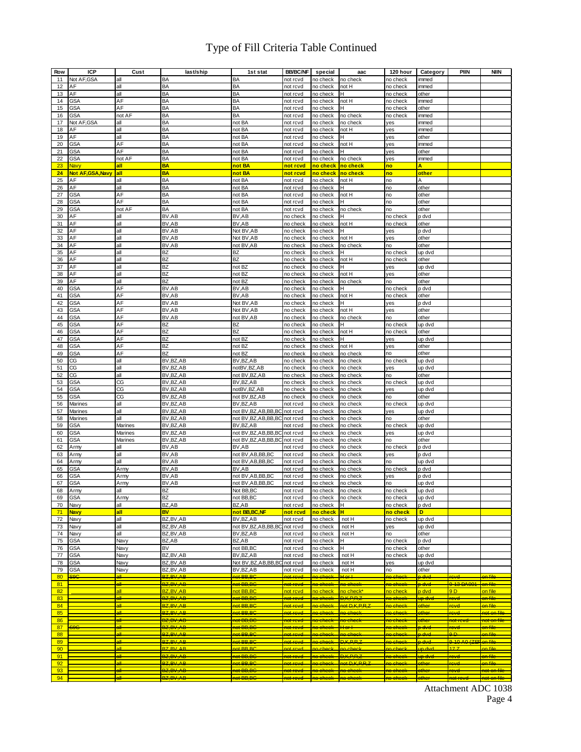# Type of Fill Criteria Table Continued

| Row | ICP | Cust | last/ship | 1st stat | BB/BC/NF | special | aac | 120 hour | Category | PIIN | NIIN |
|---|---|---|---|---|---|---|---|---|---|---|---|
| 11 | Not AF,GSA | all | BA | BA | not rcvd | no check | no check | no check | immed | | |
| 12 | AF | all | BA | BA | not rcvd | no check | not H | no check | immed | | |
| 13 | AF | all | BA | BA | not rcvd | no check | H | no check | other | | |
| 14 | GSA | AF | BA | BA | not rcvd | no check | not H | no check | immed | | |
| 15 | GSA | AF | BA | BA | not rcvd | no check | H | no check | other | | |
| 16 | GSA | not AF | BA | BA | not rcvd | no check | no check | no check | immed | | |
| 17 | Not AF,GSA | all | BA | not BA | not rcvd | no check | no check | yes | immed | | |
| 18 | AF | all | BA | not BA | not rcvd | no check | not H | yes | immed | | |
| 19 | AF | all | BA | not BA | not rcvd | no check | H | yes | other | | |
| 20 | GSA | AF | BA | not BA | not rcvd | no check | not H | yes | immed | | |
| 21 | GSA | AF | BA | not BA | not rcvd | no check | H | yes | other | | |
| 22 | GSA | not AF | BA | not BA | not rcvd | no check | no check | yes | immed | | |
| 23 | Navy | all | BA | not BA | not rcvd | no check | no check | no | A | | |
| 24 | Not AF,GSA,Navy | all | BA | not BA | not rcvd | no check | no check | no | other | | |
| 25 | AF | all | BA | not BA | not rcvd | no check | not H | no | A | | |
| 26 | AF | all | BA | not BA | not rcvd | no check | H | no | other | | |
| 27 | GSA | AF | BA | not BA | not rcvd | no check | not H | no | other | | |
| 28 | GSA | AF | BA | not BA | not rcvd | no check | H | no | other | | |
| 29 | GSA | not AF | BA | not BA | not rcvd | no check | no check | no | other | | |
| 30 | AF | all | BV.AB | BV,AB | no check | no check | H | no check | p dvd | | |
| 31 | AF | all | BV,AB | BV,AB | no check | no check | not H | no check | other | | |
| 32 | AF | all | BV.AB | Not BV,AB | no check | no check | H | yes | p dvd | | |
| 33 | AF | all | BV,AB | Not BV,AB | no check | no check | not H | yes | other | | |
| 34 | AF | all | BV.AB | not BV,AB | no check | no check | no check | no | other | | |
| 35 | AF | all | BZ | BZ | no check | no check | H | no check | up dvd | | |
| 36 | AF | all | BZ | BZ | no check | no check | not H | no check | other | | |
| 37 | AF | all | BZ | not BZ | no check | no check | H | yes | up dvd | | |
| 38 | AF | all | BZ | not BZ | no check | no check | not H | yes | other | | |
| 39 | AF | all | BZ | not BZ | no check | no check | no check | no | other | | |
| 40 | GSA | AF | BV.AB | BV,AB | no check | no check | H | no check | p dvd | | |
| 41 | GSA | AF | BV.AB | BV,AB | no check | no check | not H | no check | other | | |
| 42 | GSA | AF | BV.AB | Not BV,AB | no check | no check | H | yes | p dvd | | |
| 43 | GSA | AF | BV.AB | Not BV,AB | no check | no check | not H | yes | other | | |
| 44 | GSA | AF | BV,AB | not BV,AB | no check | no check | no check | no | other | | |
| 45 | GSA | AF | BZ | BZ | no check | no check | H | no check | up dvd | | |
| 46 | GSA | AF | BZ | BZ | no check | no check | not H | no check | other | | |
| 47 | GSA | AF | BZ | not BZ | no check | no check | H | yes | up dvd | | |
| 48 | GSA | AF | BZ | not BZ | no check | no check | not H | yes | other | | |
| 49 | GSA | AF | BZ | not BZ | no check | no check | no check | no | other | | |
| 50 | CG | all | BV,BZ,AB | BV,BZ,AB | no check | no check | no check | no check | up dvd | | |
| 51 | CG | all | BV,BZ,AB | notBV,BZ,AB | no check | no check | no check | yes | up dvd | | |
| 52 | CG | all | BV,BZ,AB | not BV,BZ,AB | no check | no check | no check | no | other | | |
| 53 | GSA | CG | BV,BZ,AB | BV,BZ,AB | no check | no check | no check | no check | up dvd | | |
| 54 | GSA | CG | BV,BZ,AB | notBV,BZ,AB | no check | no check | no check | yes | up dvd | | |
| 55 | GSA | CG | BV,BZ,AB | not BV,BZ,AB | no check | no check | no check | no | other | | |
| 56 | Marines | all | BV,BZ,AB | BV,BZ,AB | not rcvd | no check | no check | no check | up dvd | | |
| 57 | Marines | all | BV,BZ,AB | not BV,BZ,AB,BB,BC | not rcvd | no check | no check | yes | up dvd | | |
| 58 | Marines | all | BV,BZ,AB | not BV,BZ,AB,BB,BC | not rcvd | no check | no check | no | other | | |
| 59 | GSA | Marines | BV,BZ,AB | BV,BZ,AB | not rcvd | no check | no check | no check | up dvd | | |
| 60 | GSA | Marines | BV,BZ,AB | not BV,BZ,AB,BB,BC | not rcvd | no check | no check | yes | up dvd | | |
| 61 | GSA | Marines | BV,BZ,AB | not BV,BZ,AB,BB,BC | not rcvd | no check | no check | no | other | | |
| 62 | Army | all | BV,AB | BV,AB | not rcvd | no check | no check | no check | p dvd | | |
| 63 | Army | all | BV,AB | not BV,AB,BB,BC | not rcvd | no check | no check | yes | p dvd | | |
| 64 | Army | all | BV,AB | not BV,AB,BB,BC | not rcvd | no check | no check | no | up dvd | | |
| 65 | GSA | Army | BV,AB | BV,AB | not rcvd | no check | no check | no check | p dvd | | |
| 66 | GSA | Army | BV,AB | not BV,AB,BB,BC | not rcvd | no check | no check | yes | p dvd | | |
| 67 | GSA | Army | BV,AB | not BV,AB,BB,BC | not rcvd | no check | no check | no | up dvd | | |
| 68 | Army | all | BZ | Not BB,BC | not rcvd | no check | no check | no check | up dvd | | |
| 69 | GSA | Army | BZ | not BB,BC | not rcvd | no check | no check | no check | up dvd | | |
| 70 | Navy | all | BZ,AB | BZ,AB | not rcvd | no check | H | no check | p dvd | | |
| 71 | Navy | all | BV | not BB,BC,NF | not rcvd | no check | H | no check | D | | |
| 72 | Navy | all | BZ,BV,AB | BV,BZ,AB | not rcvd | no check | not H | no check | up dvd | | |
| 73 | Navy | all | BZ,BV,AB | not BV,BZ,AB,BB,BC | not rcvd | no check | not H | yes | up dvd | | |
| 74 | Navy | all | BZ,BV,AB | BV,BZ,AB | not rcvd | no check | not H | no | other | | |
| 75 | GSA | Navy | BZ,AB | BZ,AB | not rcvd | no check | H | no check | p dvd | | |
| 76 | GSA | Navy | BV | not BB,BC | not rcvd | no check | H | no check | other | | |
| 77 | GSA | Navy | BZ,BV,AB | BV,BZ,AB | not rcvd | no check | not H | no check | up dvd | | |
| 78 | GSA | Navy | BZ,BV,AB | Not BV,BZ,AB,BB,BC | not rcvd | no check | not H | yes | up dvd | | |
| 79 | GSA | Navy | BZ,BV,AB | BV,BZ,AB | not rcvd | no check | not H | no | other | | |
| 80 | ~~S9C~~ | ~~all~~ | ~~BZ,BV,AB~~ | ~~not BB,BC~~ | ~~not rcvd~~ | ~~no check~~ | ~~H or I~~ | ~~no check~~ | ~~p dvd~~ | ~~rcvd~~ | ~~on file~~ |
| 81 | | ~~all~~ | ~~BZ,BV,AB~~ | ~~not BB,BC~~ | ~~not rcvd~~ | ~~no check~~ | ~~no check~~ | ~~no check~~ | ~~p dvd~~ | ~~9-13-DA001~~ | ~~on file~~ |
| 82 | | ~~all~~ | ~~BZ,BV,AB~~ | ~~not BB,BC~~ | ~~not rcvd~~ | ~~no check~~ | ~~no check*~~ | ~~no check~~ | ~~p dvd~~ | ~~9 D~~ | ~~on file~~ |
| 83 | | ~~all~~ | ~~BZ,BV,AB~~ | ~~not BB,BC~~ | ~~not rcvd~~ | ~~no check~~ | ~~D,K,P,R,Z~~ | ~~no check~~ | ~~up dvd~~ | ~~rcvd~~ | ~~on file~~ |
| 84 | | ~~all~~ | ~~BZ,BV,AB~~ | ~~not BB,BC~~ | ~~not rcvd~~ | ~~no check~~ | ~~not D,K,P,R,Z~~ | ~~no check~~ | ~~other~~ | ~~rcvd~~ | ~~on file~~ |
| 85 | | ~~all~~ | ~~BZ,BV,AB~~ | ~~not BB,BC~~ | ~~not rcvd~~ | ~~no check~~ | ~~no check~~ | ~~no check~~ | ~~other~~ | ~~rcvd~~ | ~~not on file~~ |
| 86 | | ~~all~~ | ~~BZ,BV,AB~~ | ~~not BB,BC~~ | ~~not rcvd~~ | ~~no check~~ | ~~no check~~ | ~~no check~~ | ~~other~~ | ~~not rcvd~~ | ~~not on file~~ |
| 87 | ~~S9C~~ | ~~all~~ | ~~BZ,BV,AB~~ | ~~not BB,BC~~ | ~~not rcvd~~ | ~~no check~~ | ~~H or I~~ | ~~no check~~ | ~~p dvd~~ | ~~rcvd~~ | ~~on file~~ |
| 88 | | ~~all~~ | ~~BZ,BV,AB~~ | ~~not BB,BC~~ | ~~not rcvd~~ | ~~no check~~ | ~~no check~~ | ~~no check~~ | ~~p dvd~~ | ~~9 D~~ | ~~on file~~ |
| 89 | | ~~all~~ | ~~BZ,BV,AB~~ | ~~not BB,BC~~ | ~~not rcvd~~ | ~~no check~~ | ~~D,K,P,R,Z~~ | ~~no check~~ | ~~p dvd~~ | ~~9-10-A0 (ZEF~~ | ~~on file~~ |
| 90 | | ~~all~~ | ~~BZ,BV,AB~~ | ~~not BB,BC~~ | ~~not rcvd~~ | ~~no check~~ | ~~no check~~ | ~~no check~~ | ~~up dvd~~ | ~~17 Z~~ | ~~on file~~ |
| 91 | | ~~all~~ | ~~BZ,BV,AB~~ | ~~not BB,BC~~ | ~~not rcvd~~ | ~~no check~~ | ~~D,K,P,R,Z~~ | ~~no check~~ | ~~up dvd~~ | ~~rcvd~~ | ~~on file~~ |
| 92 | | ~~all~~ | ~~BZ,BV,AB~~ | ~~not BB,BC~~ | ~~not rcvd~~ | ~~no check~~ | ~~not D,K,P,R,Z~~ | ~~no check~~ | ~~other~~ | ~~rcvd~~ | ~~on file~~ |
| 93 | | ~~all~~ | ~~BZ,BV,AB~~ | ~~not BB,BC~~ | ~~not rcvd~~ | ~~no check~~ | ~~no check~~ | ~~no check~~ | ~~other~~ | ~~rcvd~~ | ~~not on file~~ |
| 94 | | ~~all~~ | ~~BZ,BV,AB~~ | ~~not BB,BC~~ | ~~not rcvd~~ | ~~no check~~ | ~~no check~~ | ~~no check~~ | ~~other~~ | ~~not rcvd~~ | ~~not on file~~ |

Attachment ADC 1038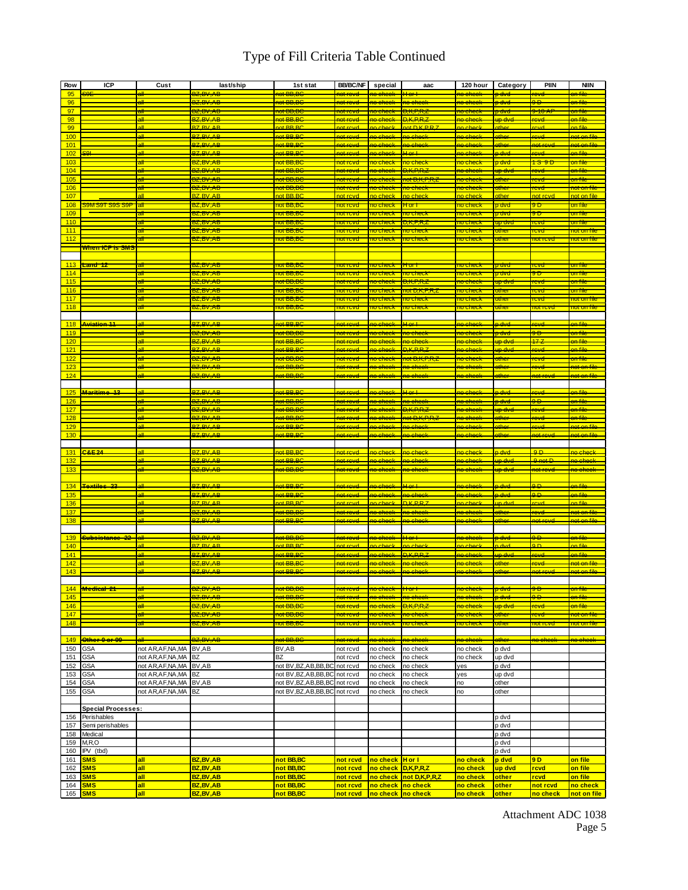# Type of Fill Criteria Table Continued

| Row | ICP | Cust | last/ship | 1st stat | BB/BC/NF | special | aac | 120 hour | Category | PIIN | NIIN |
|---|---|---|---|---|---|---|---|---|---|---|---|
| 95 | S9E | all | BZ,BV,AB | not BB,BC | not rcvd | no check | H or I | no check | p dvd | rcvd | on file |
| 96 | | all | BZ,BV,AB | not BB,BC | not rcvd | no check | no check | no check | p dvd | 9 D | on file |
| 97 | | all | BZ,BV,AB | not BB,BC | not rcvd | no check | D,K,P,R,Z | no check | p dvd | 9-10 AP | on file |
| 98 | | all | BZ,BV,AB | not BB,BC | not rcvd | no check | D,K,P,R,Z | no check | up dvd | rcvd | on file |
| 99 | | all | BZ,BV,AB | not BB,BC | not rcvd | no check | not D,K,P,R,Z | no check | other | rcvd | on file |
| 100 | | all | BZ,BV,AB | not BB,BC | not rcvd | no check | no check | no check | other | rcvd | not on file |
| 101 | | all | BZ,BV,AB | not BB,BC | not rcvd | no check | no check | no check | other | not rcvd | not on file |
| 102 | S9I | all | BZ,BV,AB | not BB,BC | not rcvd | no check | H or I | no check | p dvd | rcvd | on file |
| 103 | | all | BZ,BV,AB | not BB,BC | not rcvd | no check | no check | no check | p dvd | 1 S 9 D | on file |
| 104 | | all | BZ,BV,AB | not BB,BC | not rcvd | no check | D,K,P,R,Z | no check | up dvd | rcvd | on file |
| 105 | | all | BZ,BV,AB | not BB,BC | not rcvd | no check | not D,K,P,R,Z | no check | other | rcvd | on file |
| 106 | | all | BZ,BV,AB | not BB,BC | not rcvd | no check | no check | no check | other | rcvd | not on file |
| 107 | | all | BZ,BV,AB | not BB,BC | not rcvd | no check | no check | no check | other | not rcvd | not on file |
| 108 | S9M S9T S9S S9P | all | BZ,BV,AB | not BB,BC | not rcvd | no check | H or I | no check | p dvd | 9 D | on file |
| 109 | | all | BZ,BV,AB | not BB,BC | not rcvd | no check | no check | no check | p dvd | 9 D | on file |
| 110 | | all | BZ,BV,AB | not BB,BC | not rcvd | no check | D,K,P,R,Z | no check | up dvd | rcvd | on file |
| 111 | | all | BZ,BV,AB | not BB,BC | not rcvd | no check | no check | no check | other | rcvd | not on file |
| 112 | | all | BZ,BV,AB | not BB,BC | not rcvd | no check | no check | no check | other | not rcvd | not on file |
| | When ICP is SMS | | | | | | | | | | |
| 113 | Land 12 | all | BZ,BV,AB | not BB,BC | not rcvd | no check | H or I | no check | p dvd | rcvd | on file |
| 114 | | all | BZ,BV,AB | not BB,BC | not rcvd | no check | no check | no check | p dvd | 9 D | on file |
| 115 | | all | BZ,BV,AB | not BB,BC | not rcvd | no check | D,K,P,R,Z | no check | up dvd | rcvd | on file |
| 116 | | all | BZ,BV,AB | not BB,BC | not rcvd | no check | not D,K,P,R,Z | no check | other | rcvd | on file |
| 117 | | all | BZ,BV,AB | not BB,BC | not rcvd | no check | no check | no check | other | rcvd | not on file |
| 118 | | all | BZ,BV,AB | not BB,BC | not rcvd | no check | no check | no check | other | not rcvd | not on file |
| 118 | Aviation 11 | all | BZ,BV,AB | not BB,BC | not rcvd | no check | H or I | no check | p dvd | rcvd | on file |
| 119 | | all | BZ,BV,AB | not BB,BC | not rcvd | no check | no check | no check | p dvd | 9 D | on file |
| 120 | | all | BZ,BV,AB | not BB,BC | not rcvd | no check | no check | no check | up dvd | 17 Z | on file |
| 121 | | all | BZ,BV,AB | not BB,BC | not rcvd | no check | D,K,P,R,Z | no check | up dvd | rcvd | on file |
| 122 | | all | BZ,BV,AB | not BB,BC | not rcvd | no check | not D,K,P,R,Z | no check | other | rcvd | on file |
| 123 | | all | BZ,BV,AB | not BB,BC | not rcvd | no check | no check | no check | other | rcvd | not on file |
| 124 | | all | BZ,BV,AB | not BB,BC | not rcvd | no check | no check | no check | other | not rcvd | not on file |
| 125 | Maritime 13 | all | BZ,BV,AB | not BB,BC | not rcvd | no check | H or I | no check | p dvd | rcvd | on file |
| 126 | | all | BZ,BV,AB | not BB,BC | not rcvd | no check | no check | no check | p dvd | 9 D | on file |
| 127 | | all | BZ,BV,AB | not BB,BC | not rcvd | no check | D,K,P,R,Z | no check | up dvd | rcvd | on file |
| 128 | | all | BZ,BV,AB | not BB,BC | not rcvd | no check | not D,K,P,R,Z | no check | other | rcvd | on file |
| 129 | | all | BZ,BV,AB | not BB,BC | not rcvd | no check | no check | no check | other | rcvd | not on file |
| 130 | | all | BZ,BV,AB | not BB,BC | not rcvd | no check | no check | no check | other | not rcvd | not on file |
| 131 | C&E 24 | all | BZ,BV,AB | not BB,BC | not rcvd | no check | no check | no check | p dvd | 9 D | no check |
| 132 | | all | BZ,BV,AB | not BB,BC | not rcvd | no check | no check | no check | up dvd | 9 not D | no check |
| 133 | | all | BZ,BV,AB | not BB,BC | not rcvd | no check | no check | no check | up dvd | not rcvd | no check |
| 134 | Textiles 23 | all | BZ,BV,AB | not BB,BC | not rcvd | no check | H or I | no check | p dvd | 9 D | on file |
| 135 | | all | BZ,BV,AB | not BB,BC | not rcvd | no check | no check | no check | p dvd | 9 D | on file |
| 136 | | all | BZ,BV,AB | not BB,BC | not rcvd | no check | D,K,P,R,Z | no check | up dvd | rcvd | on file |
| 137 | | all | BZ,BV,AB | not BB,BC | not rcvd | no check | no check | no check | other | rcvd | not on file |
| 138 | | all | BZ,BV,AB | not BB,BC | not rcvd | no check | no check | no check | other | not rcvd | not on file |
| 139 | Subsistance 22 | all | BZ,BV,AB | not BB,BC | not rcvd | no check | H or I | no check | p dvd | 9 D | on file |
| 140 | | all | BZ,BV,AB | not BB,BC | not rcvd | no check | no check | no check | p dvd | 9 D | on file |
| 141 | | all | BZ,BV,AB | not BB,BC | not rcvd | no check | D,K,P,R,Z | no check | up dvd | rcvd | on file |
| 142 | | all | BZ,BV,AB | not BB,BC | not rcvd | no check | no check | no check | other | rcvd | not on file |
| 143 | | all | BZ,BV,AB | not BB,BC | not rcvd | no check | no check | no check | other | not rcvd | not on file |
| 144 | Medical 21 | all | BZ,BV,AB | not BB,BC | not rcvd | no check | H or I | no check | p dvd | 9 D | on file |
| 145 | | all | BZ,BV,AB | not BB,BC | not rcvd | no check | no check | no check | p dvd | 9 D | on file |
| 146 | | all | BZ,BV,AB | not BB,BC | not rcvd | no check | D,K,P,R,Z | no check | up dvd | rcvd | on file |
| 147 | | all | BZ,BV,AB | not BB,BC | not rcvd | no check | no check | no check | other | rcvd | not on file |
| 148 | | all | BZ,BV,AB | not BB,BC | not rcvd | no check | no check | no check | other | not rcvd | not on file |
| 149 | Other 0 or 99 | all | BZ,BV,AB | not BB,BC | not rcvd | no check | no check | no check | other | no check | no check |
| 150 | GSA | not AR,AF,NA,MA | BV,AB | BV,AB | not rcvd | no check | no check | no check | p dvd | | |
| 151 | GSA | not AR,AF,NA,MA | BZ | BZ | not rcvd | no check | no check | no check | up dvd | | |
| 152 | GSA | not AR,AF,NA,MA | BV,AB | not BV,BZ,AB,BB,BC | not rcvd | no check | no check | yes | p dvd | | |
| 153 | GSA | not AR,AF,NA,MA | BZ | not BV,BZ,AB,BB,BC | not rcvd | no check | no check | yes | up dvd | | |
| 154 | GSA | not AR,AF,NA,MA | BV,AB | not BV,BZ,AB,BB,BC | not rcvd | no check | no check | no | other | | |
| 155 | GSA | not AR,AF,NA,MA | BZ | not BV,BZ,AB,BB,BC | not rcvd | no check | no check | no | other | | |
| | **Special Processes:** | | | | | | | | | | |
| 156 | Perishables | | | | | | | | p dvd | | |
| 157 | Semi perishables | | | | | | | | p dvd | | |
| 158 | Medical | | | | | | | | p dvd | | |
| 159 | M,R,O | | | | | | | | p dvd | | |
| 160 | IPV (tbd) | | | | | | | | p dvd | | |
| 161 | **SMS** | **all** | **BZ,BV,AB** | **not BB,BC** | **not rcvd** | **no check** | **H or I** | **no check** | **p dvd** | **9 D** | **on file** |
| 162 | **SMS** | **all** | **BZ,BV,AB** | **not BB,BC** | **not rcvd** | **no check** | **D,K,P,R,Z** | **no check** | **up dvd** | **rcvd** | **on file** |
| 163 | **SMS** | **all** | **BZ,BV,AB** | **not BB,BC** | **not rcvd** | **no check** | **not D,K,P,R,Z** | **no check** | **other** | **rcvd** | **on file** |
| 164 | **SMS** | **all** | **BZ,BV,AB** | **not BB,BC** | **not rcvd** | **no check** | **no check** | **no check** | **other** | **not rcvd** | **no check** |
| 165 | **SMS** | **all** | **BZ,BV,AB** | **not BB,BC** | **not rcvd** | **no check** | **no check** | **no check** | **other** | **no check** | **not on file** |

Attachment ADC 1038
Page 5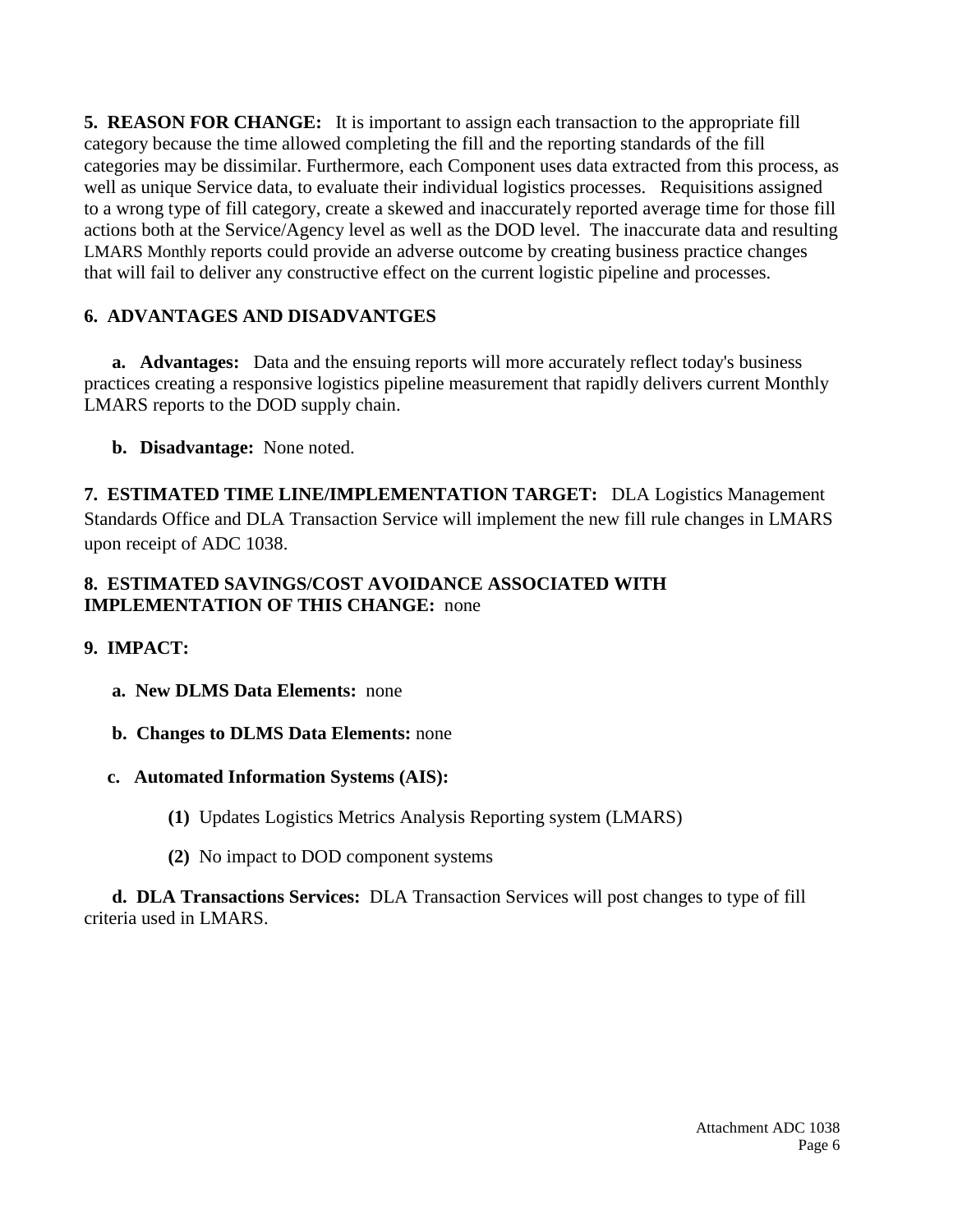**5. REASON FOR CHANGE:** It is important to assign each transaction to the appropriate fill category because the time allowed completing the fill and the reporting standards of the fill categories may be dissimilar. Furthermore, each Component uses data extracted from this process, as well as unique Service data, to evaluate their individual logistics processes. Requisitions assigned to a wrong type of fill category, create a skewed and inaccurately reported average time for those fill actions both at the Service/Agency level as well as the DOD level. The inaccurate data and resulting LMARS Monthly reports could provide an adverse outcome by creating business practice changes that will fail to deliver any constructive effect on the current logistic pipeline and processes.

**6. ADVANTAGES AND DISADVANTGES**

**a. Advantages:** Data and the ensuing reports will more accurately reflect today's business practices creating a responsive logistics pipeline measurement that rapidly delivers current Monthly LMARS reports to the DOD supply chain.

**b. Disadvantage:** None noted.

**7. ESTIMATED TIME LINE/IMPLEMENTATION TARGET:** DLA Logistics Management Standards Office and DLA Transaction Service will implement the new fill rule changes in LMARS upon receipt of ADC 1038.

**8. ESTIMATED SAVINGS/COST AVOIDANCE ASSOCIATED WITH IMPLEMENTATION OF THIS CHANGE:** none

**9. IMPACT:**

**a. New DLMS Data Elements:** none

**b. Changes to DLMS Data Elements:** none

**c. Automated Information Systems (AIS):**

**(1)** Updates Logistics Metrics Analysis Reporting system (LMARS)

**(2)** No impact to DOD component systems

**d. DLA Transactions Services:** DLA Transaction Services will post changes to type of fill criteria used in LMARS.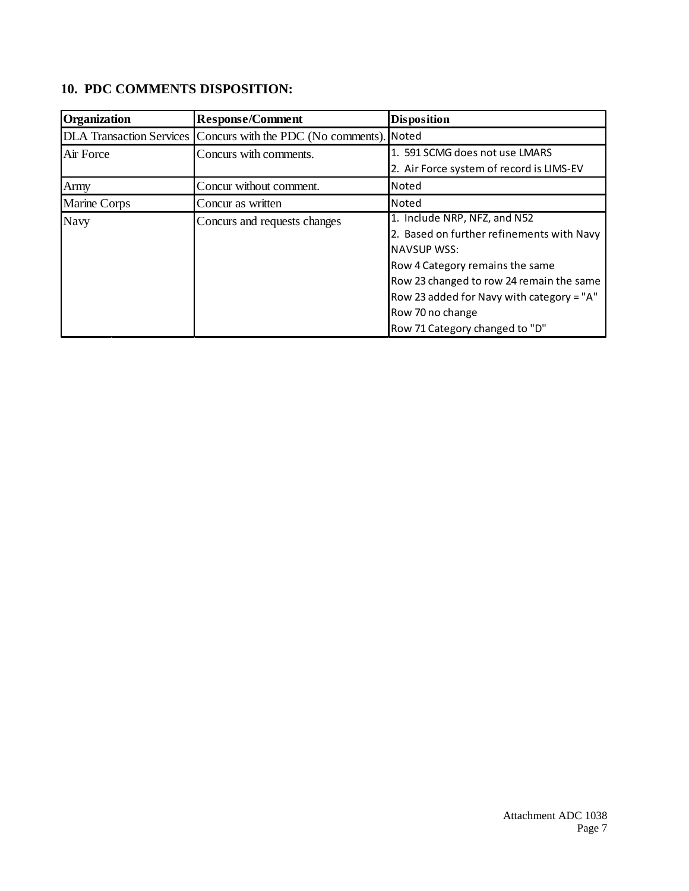**10. PDC COMMENTS DISPOSITION:**

| Organization | Response/Comment | Disposition |
|---|---|---|
| DLA Transaction Services | Concurs with the PDC (No comments). | Noted |
| Air Force | Concurs with comments. | 1. 591 SCMG does not use LMARS<br>2. Air Force system of record is LIMS-EV |
| Army | Concur without comment. | Noted |
| Marine Corps | Concur as written | Noted |
| Navy | Concurs and requests changes | 1. Include NRP, NFZ, and N52<br>2. Based on further refinements with Navy NAVSUP WSS:<br>Row 4 Category remains the same<br>Row 23 changed to row 24 remain the same<br>Row 23 added for Navy with category = "A"<br>Row 70 no change<br>Row 71 Category changed to "D" |

Attachment ADC 1038